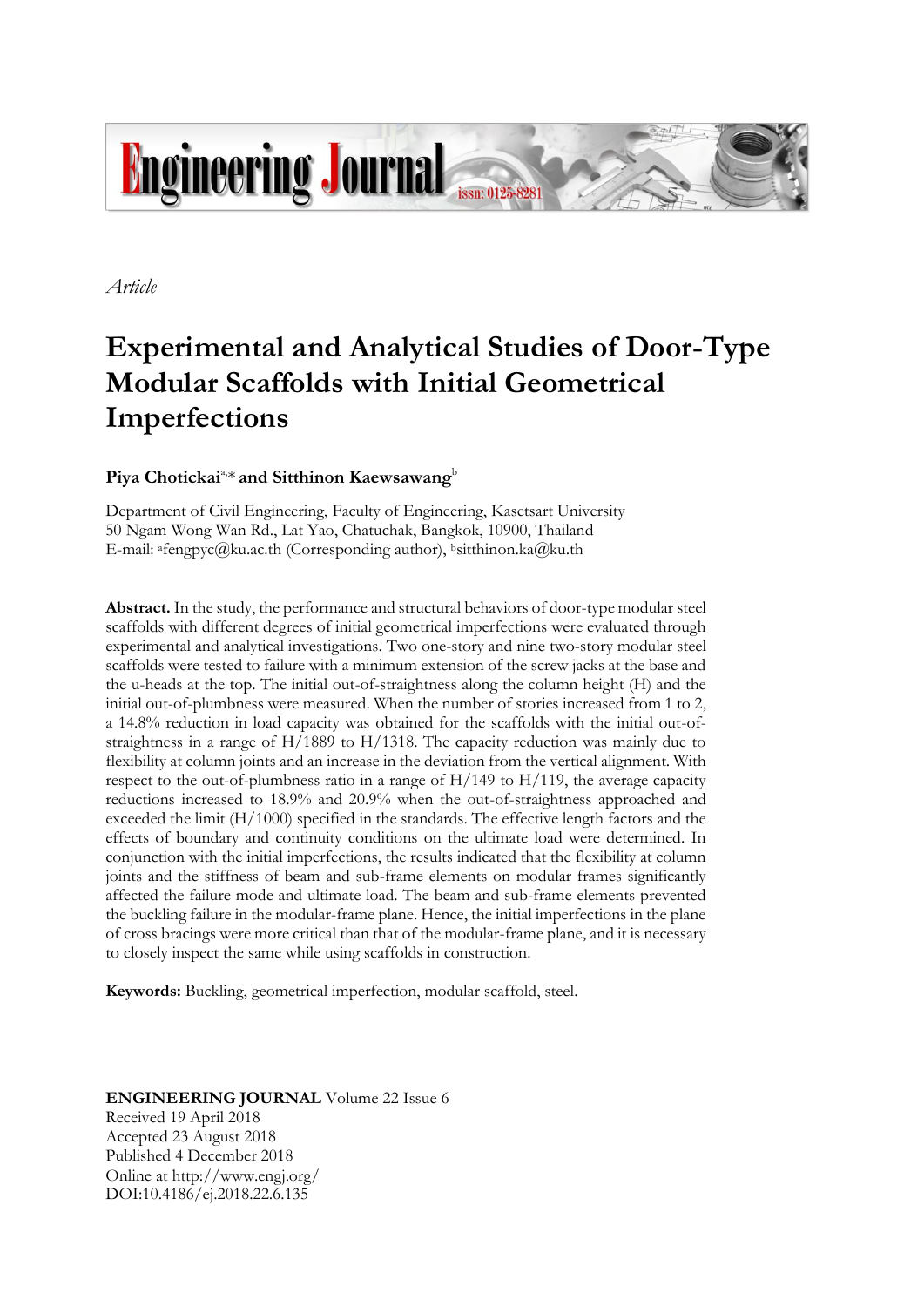*Article*

# Experimental and Analytical Studies of Door-Type Modular Scaffolds with Initial Geometrical Imperfections

**Piya Chotickai**[a,*] **and Sitthinon Kaewsawang**[b]

Department of Civil Engineering, Faculty of Engineering, Kasetsart University
50 Ngam Wong Wan Rd., Lat Yao, Chatuchak, Bangkok, 10900, Thailand
E-mail: [a]fengpyc@ku.ac.th (Corresponding author), [b]sitthinon.ka@ku.th

**Abstract.** In the study, the performance and structural behaviors of door-type modular steel scaffolds with different degrees of initial geometrical imperfections were evaluated through experimental and analytical investigations. Two one-story and nine two-story modular steel scaffolds were tested to failure with a minimum extension of the screw jacks at the base and the u-heads at the top. The initial out-of-straightness along the column height (H) and the initial out-of-plumbness were measured. When the number of stories increased from 1 to 2, a 14.8% reduction in load capacity was obtained for the scaffolds with the initial out-of-straightness in a range of H/1889 to H/1318. The capacity reduction was mainly due to flexibility at column joints and an increase in the deviation from the vertical alignment. With respect to the out-of-plumbness ratio in a range of H/149 to H/119, the average capacity reductions increased to 18.9% and 20.9% when the out-of-straightness approached and exceeded the limit (H/1000) specified in the standards. The effective length factors and the effects of boundary and continuity conditions on the ultimate load were determined. In conjunction with the initial imperfections, the results indicated that the flexibility at column joints and the stiffness of beam and sub-frame elements on modular frames significantly affected the failure mode and ultimate load. The beam and sub-frame elements prevented the buckling failure in the modular-frame plane. Hence, the initial imperfections in the plane of cross bracings were more critical than that of the modular-frame plane, and it is necessary to closely inspect the same while using scaffolds in construction.

**Keywords:** Buckling, geometrical imperfection, modular scaffold, steel.

**ENGINEERING JOURNAL** Volume 22 Issue 6
Received 19 April 2018
Accepted 23 August 2018
Published 4 December 2018
Online at http://www.engj.org/
DOI:10.4186/ej.2018.22.6.135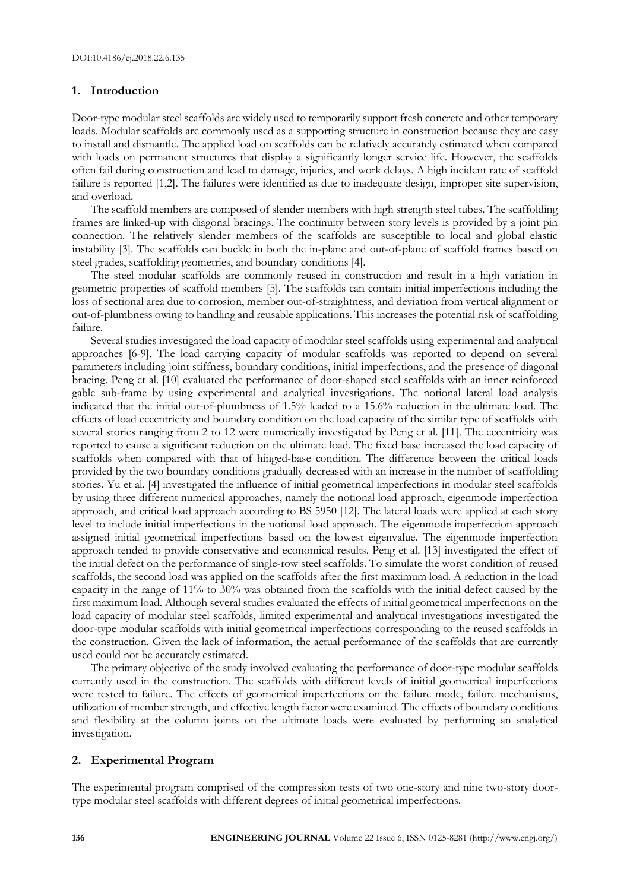## 1. Introduction

Door-type modular steel scaffolds are widely used to temporarily support fresh concrete and other temporary loads. Modular scaffolds are commonly used as a supporting structure in construction because they are easy to install and dismantle. The applied load on scaffolds can be relatively accurately estimated when compared with loads on permanent structures that display a significantly longer service life. However, the scaffolds often fail during construction and lead to damage, injuries, and work delays. A high incident rate of scaffold failure is reported [1,2]. The failures were identified as due to inadequate design, improper site supervision, and overload.

The scaffold members are composed of slender members with high strength steel tubes. The scaffolding frames are linked-up with diagonal bracings. The continuity between story levels is provided by a joint pin connection. The relatively slender members of the scaffolds are susceptible to local and global elastic instability [3]. The scaffolds can buckle in both the in-plane and out-of-plane of scaffold frames based on steel grades, scaffolding geometries, and boundary conditions [4].

The steel modular scaffolds are commonly reused in construction and result in a high variation in geometric properties of scaffold members [5]. The scaffolds can contain initial imperfections including the loss of sectional area due to corrosion, member out-of-straightness, and deviation from vertical alignment or out-of-plumbness owing to handling and reusable applications. This increases the potential risk of scaffolding failure.

Several studies investigated the load capacity of modular steel scaffolds using experimental and analytical approaches [6-9]. The load carrying capacity of modular scaffolds was reported to depend on several parameters including joint stiffness, boundary conditions, initial imperfections, and the presence of diagonal bracing. Peng et al. [10] evaluated the performance of door-shaped steel scaffolds with an inner reinforced gable sub-frame by using experimental and analytical investigations. The notional lateral load analysis indicated that the initial out-of-plumbness of 1.5% leaded to a 15.6% reduction in the ultimate load. The effects of load eccentricity and boundary condition on the load capacity of the similar type of scaffolds with several stories ranging from 2 to 12 were numerically investigated by Peng et al. [11]. The eccentricity was reported to cause a significant reduction on the ultimate load. The fixed base increased the load capacity of scaffolds when compared with that of hinged-base condition. The difference between the critical loads provided by the two boundary conditions gradually decreased with an increase in the number of scaffolding stories. Yu et al. [4] investigated the influence of initial geometrical imperfections in modular steel scaffolds by using three different numerical approaches, namely the notional load approach, eigenmode imperfection approach, and critical load approach according to BS 5950 [12]. The lateral loads were applied at each story level to include initial imperfections in the notional load approach. The eigenmode imperfection approach assigned initial geometrical imperfections based on the lowest eigenvalue. The eigenmode imperfection approach tended to provide conservative and economical results. Peng et al. [13] investigated the effect of the initial defect on the performance of single-row steel scaffolds. To simulate the worst condition of reused scaffolds, the second load was applied on the scaffolds after the first maximum load. A reduction in the load capacity in the range of 11% to 30% was obtained from the scaffolds with the initial defect caused by the first maximum load. Although several studies evaluated the effects of initial geometrical imperfections on the load capacity of modular steel scaffolds, limited experimental and analytical investigations investigated the door-type modular scaffolds with initial geometrical imperfections corresponding to the reused scaffolds in the construction. Given the lack of information, the actual performance of the scaffolds that are currently used could not be accurately estimated.

The primary objective of the study involved evaluating the performance of door-type modular scaffolds currently used in the construction. The scaffolds with different levels of initial geometrical imperfections were tested to failure. The effects of geometrical imperfections on the failure mode, failure mechanisms, utilization of member strength, and effective length factor were examined. The effects of boundary conditions and flexibility at the column joints on the ultimate loads were evaluated by performing an analytical investigation.

## 2. Experimental Program

The experimental program comprised of the compression tests of two one-story and nine two-story door-type modular steel scaffolds with different degrees of initial geometrical imperfections.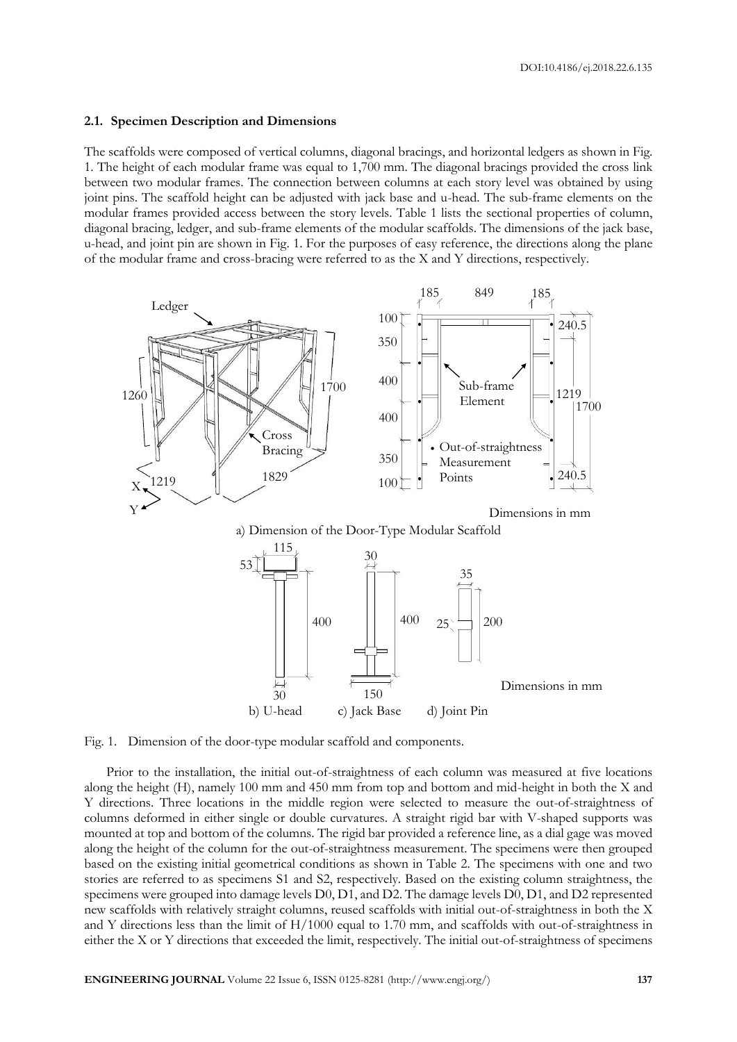### 2.1. Specimen Description and Dimensions

The scaffolds were composed of vertical columns, diagonal bracings, and horizontal ledgers as shown in Fig. 1. The height of each modular frame was equal to 1,700 mm. The diagonal bracings provided the cross link between two modular frames. The connection between columns at each story level was obtained by using joint pins. The scaffold height can be adjusted with jack base and u-head. The sub-frame elements on the modular frames provided access between the story levels. Table 1 lists the sectional properties of column, diagonal bracing, ledger, and sub-frame elements of the modular scaffolds. The dimensions of the jack base, u-head, and joint pin are shown in Fig. 1. For the purposes of easy reference, the directions along the plane of the modular frame and cross-bracing were referred to as the X and Y directions, respectively.

Fig. 1. Dimension of the door-type modular scaffold and components.

Prior to the installation, the initial out-of-straightness of each column was measured at five locations along the height (H), namely 100 mm and 450 mm from top and bottom and mid-height in both the X and Y directions. Three locations in the middle region were selected to measure the out-of-straightness of columns deformed in either single or double curvatures. A straight rigid bar with V-shaped supports was mounted at top and bottom of the columns. The rigid bar provided a reference line, as a dial gage was moved along the height of the column for the out-of-straightness measurement. The specimens were then grouped based on the existing initial geometrical conditions as shown in Table 2. The specimens with one and two stories are referred to as specimens S1 and S2, respectively. Based on the existing column straightness, the specimens were grouped into damage levels D0, D1, and D2. The damage levels D0, D1, and D2 represented new scaffolds with relatively straight columns, reused scaffolds with initial out-of-straightness in both the X and Y directions less than the limit of H/1000 equal to 1.70 mm, and scaffolds with out-of-straightness in either the X or Y directions that exceeded the limit, respectively. The initial out-of-straightness of specimens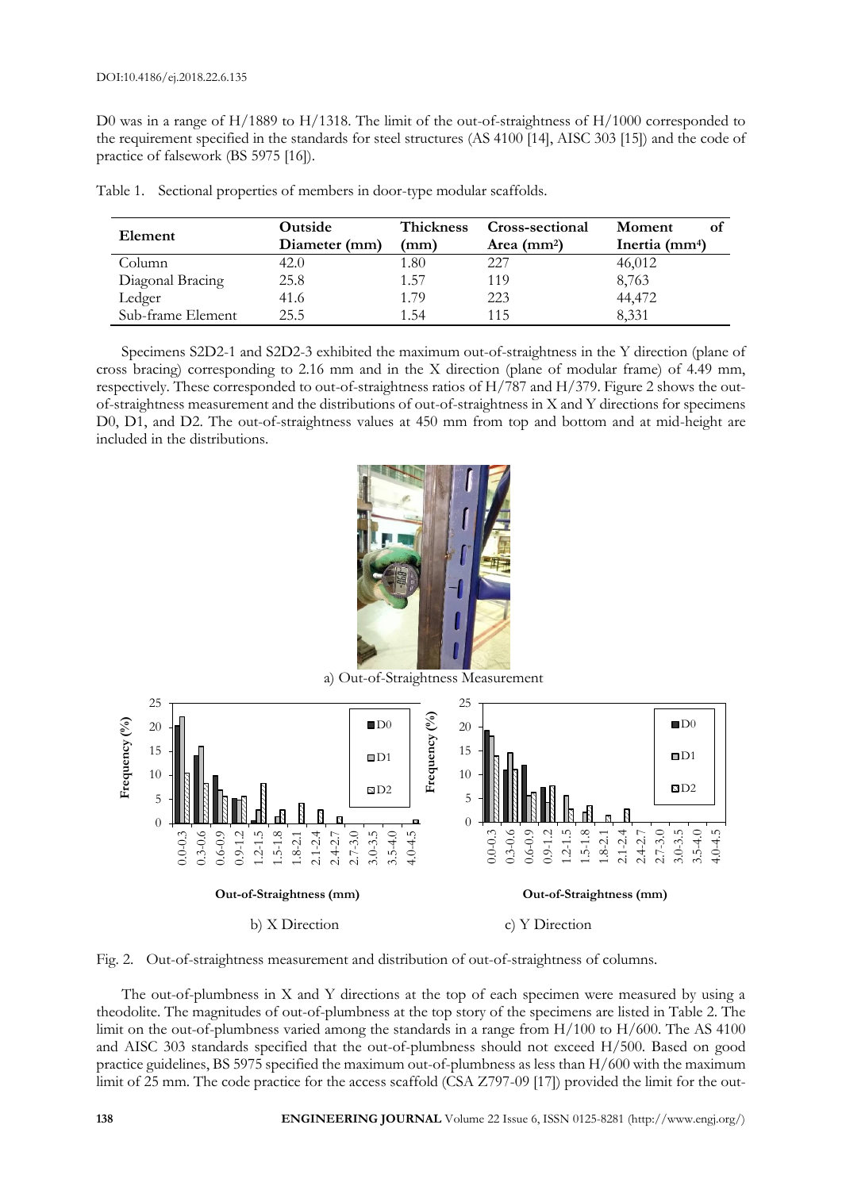D0 was in a range of H/1889 to H/1318. The limit of the out-of-straightness of H/1000 corresponded to the requirement specified in the standards for steel structures (AS 4100 [14], AISC 303 [15]) and the code of practice of falsework (BS 5975 [16]).

Table 1. Sectional properties of members in door-type modular scaffolds.

| Element | Outside Diameter (mm) | Thickness (mm) | Cross-sectional Area (mm²) | Moment of Inertia (mm⁴) |
|---|---|---|---|---|
| Column | 42.0 | 1.80 | 227 | 46,012 |
| Diagonal Bracing | 25.8 | 1.57 | 119 | 8,763 |
| Ledger | 41.6 | 1.79 | 223 | 44,472 |
| Sub-frame Element | 25.5 | 1.54 | 115 | 8,331 |

Specimens S2D2-1 and S2D2-3 exhibited the maximum out-of-straightness in the Y direction (plane of cross bracing) corresponding to 2.16 mm and in the X direction (plane of modular frame) of 4.49 mm, respectively. These corresponded to out-of-straightness ratios of H/787 and H/379. Figure 2 shows the out-of-straightness measurement and the distributions of out-of-straightness in X and Y directions for specimens D0, D1, and D2. The out-of-straightness values at 450 mm from top and bottom and at mid-height are included in the distributions.

a) Out-of-Straightness Measurement

b) X Direction

c) Y Direction

Fig. 2. Out-of-straightness measurement and distribution of out-of-straightness of columns.

The out-of-plumbness in X and Y directions at the top of each specimen were measured by using a theodolite. The magnitudes of out-of-plumbness at the top story of the specimens are listed in Table 2. The limit on the out-of-plumbness varied among the standards in a range from H/100 to H/600. The AS 4100 and AISC 303 standards specified that the out-of-plumbness should not exceed H/500. Based on good practice guidelines, BS 5975 specified the maximum out-of-plumbness as less than H/600 with the maximum limit of 25 mm. The code practice for the access scaffold (CSA Z797-09 [17]) provided the limit for the out-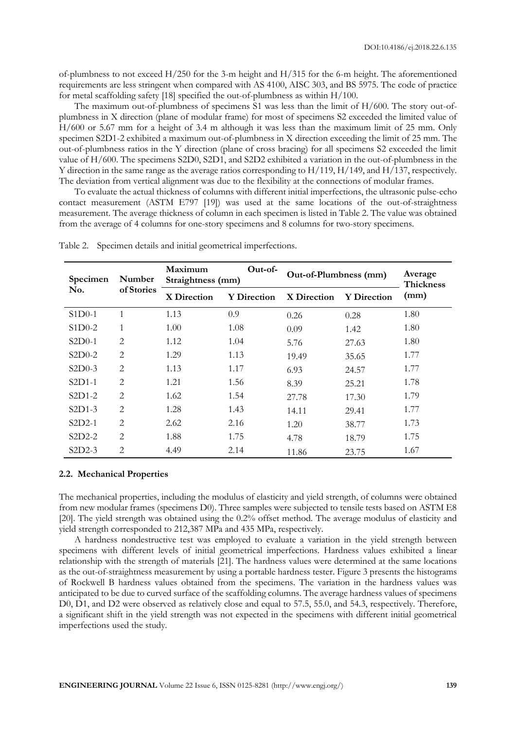of-plumbness to not exceed H/250 for the 3-m height and H/315 for the 6-m height. The aforementioned requirements are less stringent when compared with AS 4100, AISC 303, and BS 5975. The code of practice for metal scaffolding safety [18] specified the out-of-plumbness as within H/100.

The maximum out-of-plumbness of specimens S1 was less than the limit of H/600. The story out-of-plumbness in X direction (plane of modular frame) for most of specimens S2 exceeded the limited value of H/600 or 5.67 mm for a height of 3.4 m although it was less than the maximum limit of 25 mm. Only specimen S2D1-2 exhibited a maximum out-of-plumbness in X direction exceeding the limit of 25 mm. The out-of-plumbness ratios in the Y direction (plane of cross bracing) for all specimens S2 exceeded the limit value of H/600. The specimens S2D0, S2D1, and S2D2 exhibited a variation in the out-of-plumbness in the Y direction in the same range as the average ratios corresponding to H/119, H/149, and H/137, respectively. The deviation from vertical alignment was due to the flexibility at the connections of modular frames.

To evaluate the actual thickness of columns with different initial imperfections, the ultrasonic pulse-echo contact measurement (ASTM E797 [19]) was used at the same locations of the out-of-straightness measurement. The average thickness of column in each specimen is listed in Table 2. The value was obtained from the average of 4 columns for one-story specimens and 8 columns for two-story specimens.

Table 2. Specimen details and initial geometrical imperfections.

| Specimen No. | Number of Stories | Maximum Out-of-Straightness (mm) | | Out-of-Plumbness (mm) | | Average Thickness (mm) |
|---|---|---|---|---|---|---|
| | | X Direction | Y Direction | X Direction | Y Direction | |
| S1D0-1 | 1 | 1.13 | 0.9 | 0.26 | 0.28 | 1.80 |
| S1D0-2 | 1 | 1.00 | 1.08 | 0.09 | 1.42 | 1.80 |
| S2D0-1 | 2 | 1.12 | 1.04 | 5.76 | 27.63 | 1.80 |
| S2D0-2 | 2 | 1.29 | 1.13 | 19.49 | 35.65 | 1.77 |
| S2D0-3 | 2 | 1.13 | 1.17 | 6.93 | 24.57 | 1.77 |
| S2D1-1 | 2 | 1.21 | 1.56 | 8.39 | 25.21 | 1.78 |
| S2D1-2 | 2 | 1.62 | 1.54 | 27.78 | 17.30 | 1.79 |
| S2D1-3 | 2 | 1.28 | 1.43 | 14.11 | 29.41 | 1.77 |
| S2D2-1 | 2 | 2.62 | 2.16 | 1.20 | 38.77 | 1.73 |
| S2D2-2 | 2 | 1.88 | 1.75 | 4.78 | 18.79 | 1.75 |
| S2D2-3 | 2 | 4.49 | 2.14 | 11.86 | 23.75 | 1.67 |

### 2.2. Mechanical Properties

The mechanical properties, including the modulus of elasticity and yield strength, of columns were obtained from new modular frames (specimens D0). Three samples were subjected to tensile tests based on ASTM E8 [20]. The yield strength was obtained using the 0.2% offset method. The average modulus of elasticity and yield strength corresponded to 212,387 MPa and 435 MPa, respectively.

A hardness nondestructive test was employed to evaluate a variation in the yield strength between specimens with different levels of initial geometrical imperfections. Hardness values exhibited a linear relationship with the strength of materials [21]. The hardness values were determined at the same locations as the out-of-straightness measurement by using a portable hardness tester. Figure 3 presents the histograms of Rockwell B hardness values obtained from the specimens. The variation in the hardness values was anticipated to be due to curved surface of the scaffolding columns. The average hardness values of specimens D0, D1, and D2 were observed as relatively close and equal to 57.5, 55.0, and 54.3, respectively. Therefore, a significant shift in the yield strength was not expected in the specimens with different initial geometrical imperfections used the study.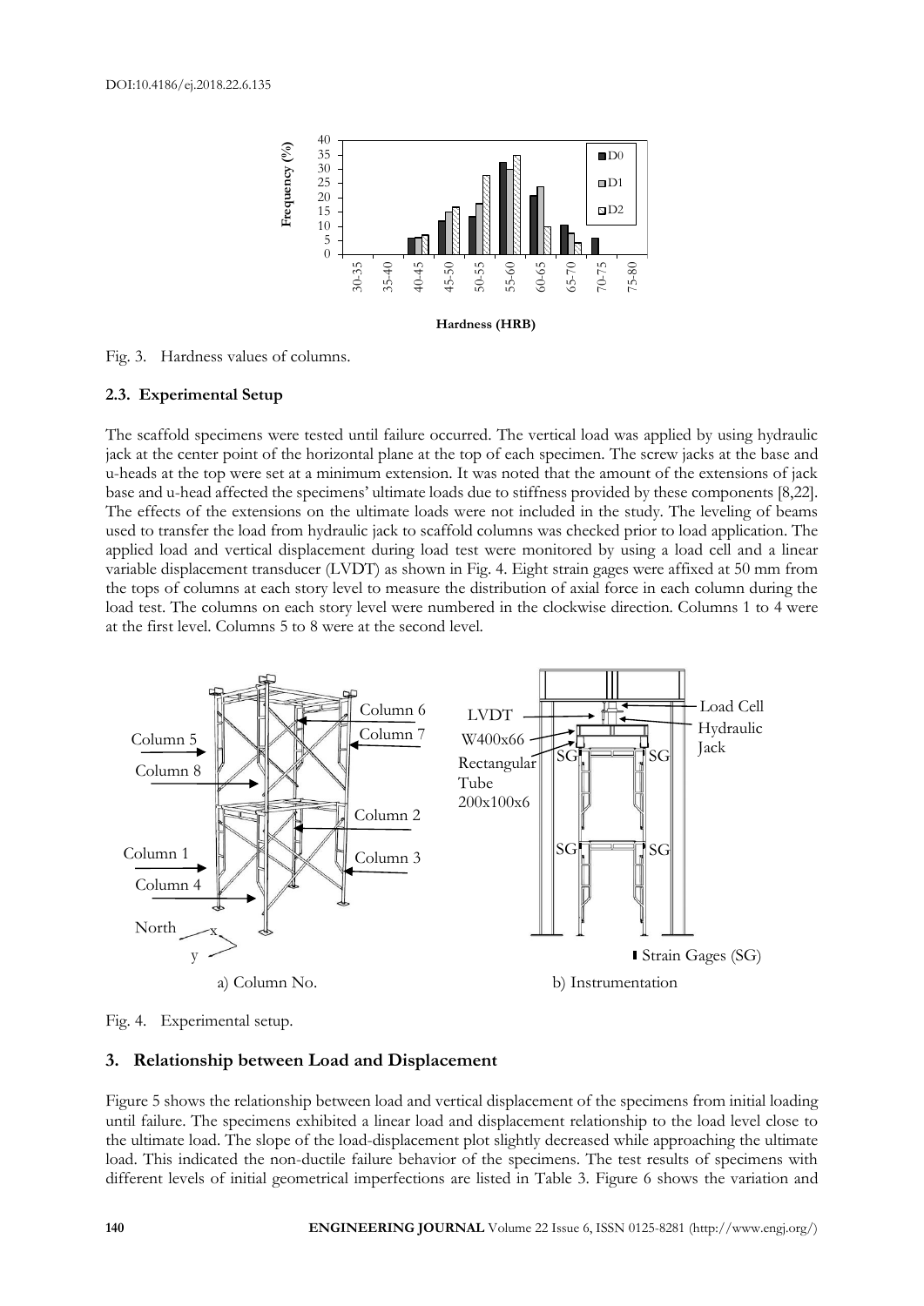Fig. 3. Hardness values of columns.

### 2.3. Experimental Setup

The scaffold specimens were tested until failure occurred. The vertical load was applied by using hydraulic jack at the center point of the horizontal plane at the top of each specimen. The screw jacks at the base and u-heads at the top were set at a minimum extension. It was noted that the amount of the extensions of jack base and u-head affected the specimens' ultimate loads due to stiffness provided by these components [8,22]. The effects of the extensions on the ultimate loads were not included in the study. The leveling of beams used to transfer the load from hydraulic jack to scaffold columns was checked prior to load application. The applied load and vertical displacement during load test were monitored by using a load cell and a linear variable displacement transducer (LVDT) as shown in Fig. 4. Eight strain gages were affixed at 50 mm from the tops of columns at each story level to measure the distribution of axial force in each column during the load test. The columns on each story level were numbered in the clockwise direction. Columns 1 to 4 were at the first level. Columns 5 to 8 were at the second level.

a) Column No. b) Instrumentation

Fig. 4. Experimental setup.

## 3. Relationship between Load and Displacement

Figure 5 shows the relationship between load and vertical displacement of the specimens from initial loading until failure. The specimens exhibited a linear load and displacement relationship to the load level close to the ultimate load. The slope of the load-displacement plot slightly decreased while approaching the ultimate load. This indicated the non-ductile failure behavior of the specimens. The test results of specimens with different levels of initial geometrical imperfections are listed in Table 3. Figure 6 shows the variation and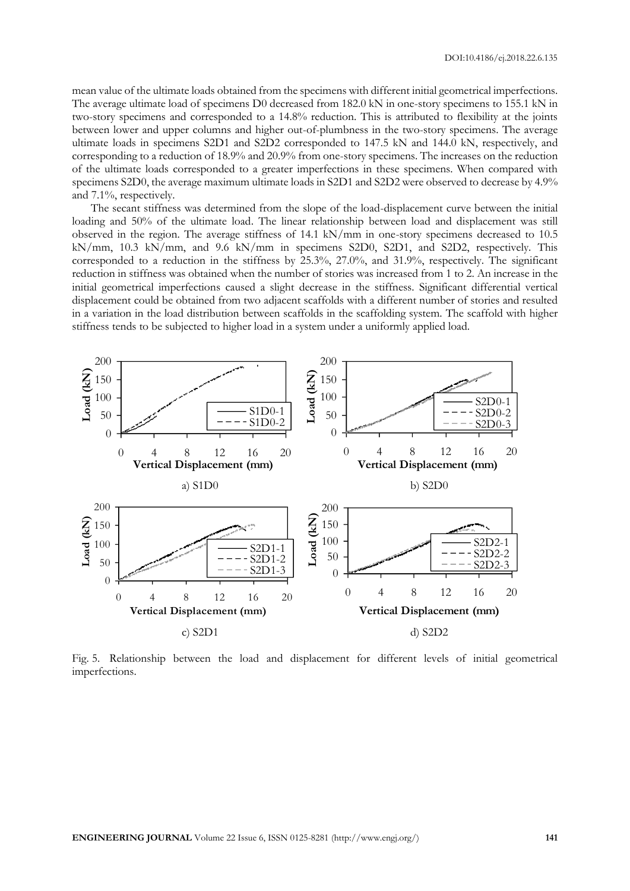mean value of the ultimate loads obtained from the specimens with different initial geometrical imperfections. The average ultimate load of specimens D0 decreased from 182.0 kN in one-story specimens to 155.1 kN in two-story specimens and corresponded to a 14.8% reduction. This is attributed to flexibility at the joints between lower and upper columns and higher out-of-plumbness in the two-story specimens. The average ultimate loads in specimens S2D1 and S2D2 corresponded to 147.5 kN and 144.0 kN, respectively, and corresponding to a reduction of 18.9% and 20.9% from one-story specimens. The increases on the reduction of the ultimate loads corresponded to a greater imperfections in these specimens. When compared with specimens S2D0, the average maximum ultimate loads in S2D1 and S2D2 were observed to decrease by 4.9% and 7.1%, respectively.

The secant stiffness was determined from the slope of the load-displacement curve between the initial loading and 50% of the ultimate load. The linear relationship between load and displacement was still observed in the region. The average stiffness of 14.1 kN/mm in one-story specimens decreased to 10.5 kN/mm, 10.3 kN/mm, and 9.6 kN/mm in specimens S2D0, S2D1, and S2D2, respectively. This corresponded to a reduction in the stiffness by 25.3%, 27.0%, and 31.9%, respectively. The significant reduction in stiffness was obtained when the number of stories was increased from 1 to 2. An increase in the initial geometrical imperfections caused a slight decrease in the stiffness. Significant differential vertical displacement could be obtained from two adjacent scaffolds with a different number of stories and resulted in a variation in the load distribution between scaffolds in the scaffolding system. The scaffold with higher stiffness tends to be subjected to higher load in a system under a uniformly applied load.

a) S1D0

b) S2D0

c) S2D1

d) S2D2

Fig. 5. Relationship between the load and displacement for different levels of initial geometrical imperfections.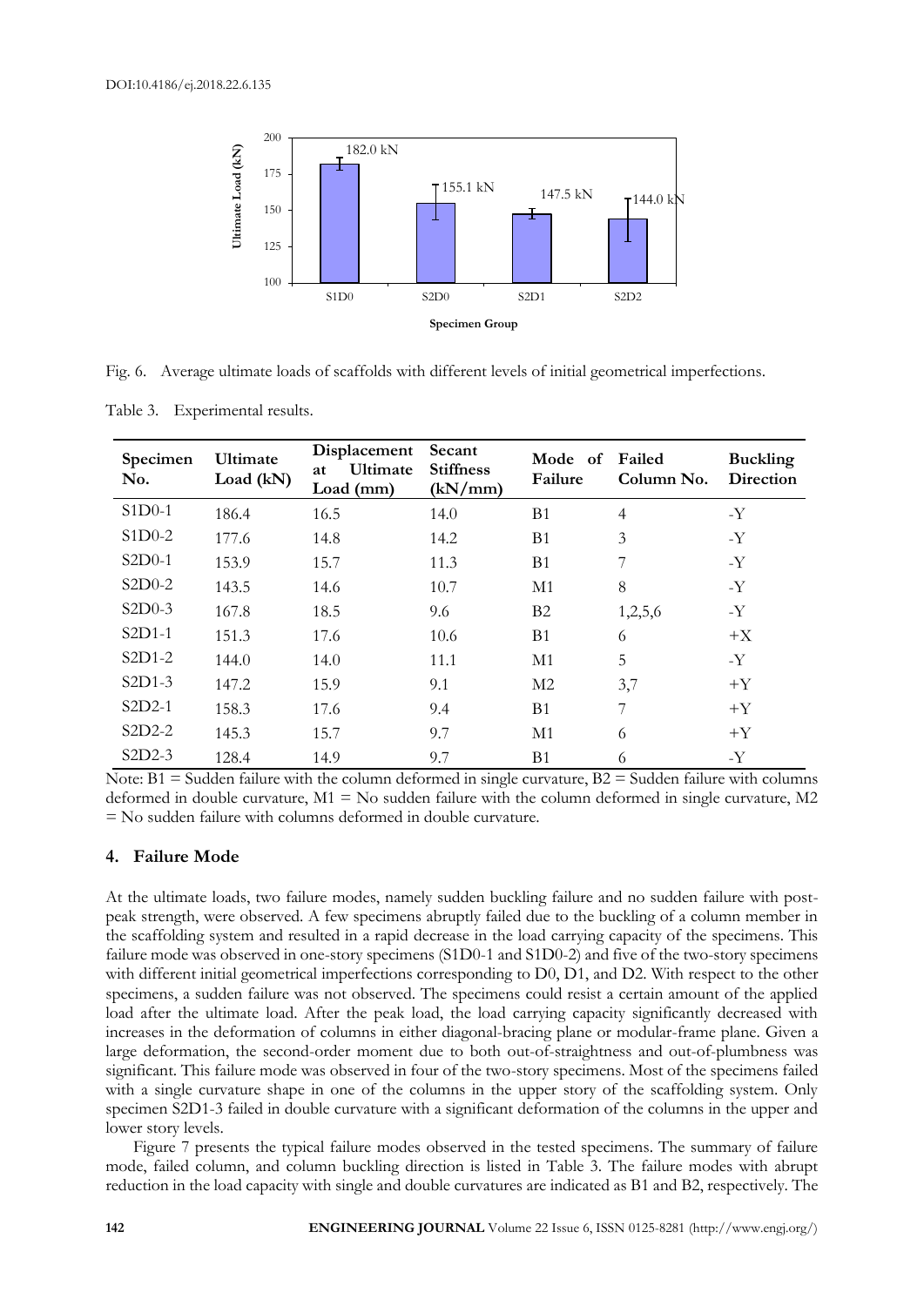Fig. 6. Average ultimate loads of scaffolds with different levels of initial geometrical imperfections.

Table 3. Experimental results.

| Specimen No. | Ultimate Load (kN) | Displacement at Ultimate Load (mm) | Secant Stiffness (kN/mm) | Mode of Failure | Failed Column No. | Buckling Direction |
|---|---|---|---|---|---|---|
| S1D0-1 | 186.4 | 16.5 | 14.0 | B1 | 4 | -Y |
| S1D0-2 | 177.6 | 14.8 | 14.2 | B1 | 3 | -Y |
| S2D0-1 | 153.9 | 15.7 | 11.3 | B1 | 7 | -Y |
| S2D0-2 | 143.5 | 14.6 | 10.7 | M1 | 8 | -Y |
| S2D0-3 | 167.8 | 18.5 | 9.6 | B2 | 1,2,5,6 | -Y |
| S2D1-1 | 151.3 | 17.6 | 10.6 | B1 | 6 | +X |
| S2D1-2 | 144.0 | 14.0 | 11.1 | M1 | 5 | -Y |
| S2D1-3 | 147.2 | 15.9 | 9.1 | M2 | 3,7 | +Y |
| S2D2-1 | 158.3 | 17.6 | 9.4 | B1 | 7 | +Y |
| S2D2-2 | 145.3 | 15.7 | 9.7 | M1 | 6 | +Y |
| S2D2-3 | 128.4 | 14.9 | 9.7 | B1 | 6 | -Y |

Note: B1 = Sudden failure with the column deformed in single curvature, B2 = Sudden failure with columns deformed in double curvature, M1 = No sudden failure with the column deformed in single curvature, M2 = No sudden failure with columns deformed in double curvature.

## 4. Failure Mode

At the ultimate loads, two failure modes, namely sudden buckling failure and no sudden failure with post-peak strength, were observed. A few specimens abruptly failed due to the buckling of a column member in the scaffolding system and resulted in a rapid decrease in the load carrying capacity of the specimens. This failure mode was observed in one-story specimens (S1D0-1 and S1D0-2) and five of the two-story specimens with different initial geometrical imperfections corresponding to D0, D1, and D2. With respect to the other specimens, a sudden failure was not observed. The specimens could resist a certain amount of the applied load after the ultimate load. After the peak load, the load carrying capacity significantly decreased with increases in the deformation of columns in either diagonal-bracing plane or modular-frame plane. Given a large deformation, the second-order moment due to both out-of-straightness and out-of-plumbness was significant. This failure mode was observed in four of the two-story specimens. Most of the specimens failed with a single curvature shape in one of the columns in the upper story of the scaffolding system. Only specimen S2D1-3 failed in double curvature with a significant deformation of the columns in the upper and lower story levels.

Figure 7 presents the typical failure modes observed in the tested specimens. The summary of failure mode, failed column, and column buckling direction is listed in Table 3. The failure modes with abrupt reduction in the load capacity with single and double curvatures are indicated as B1 and B2, respectively. The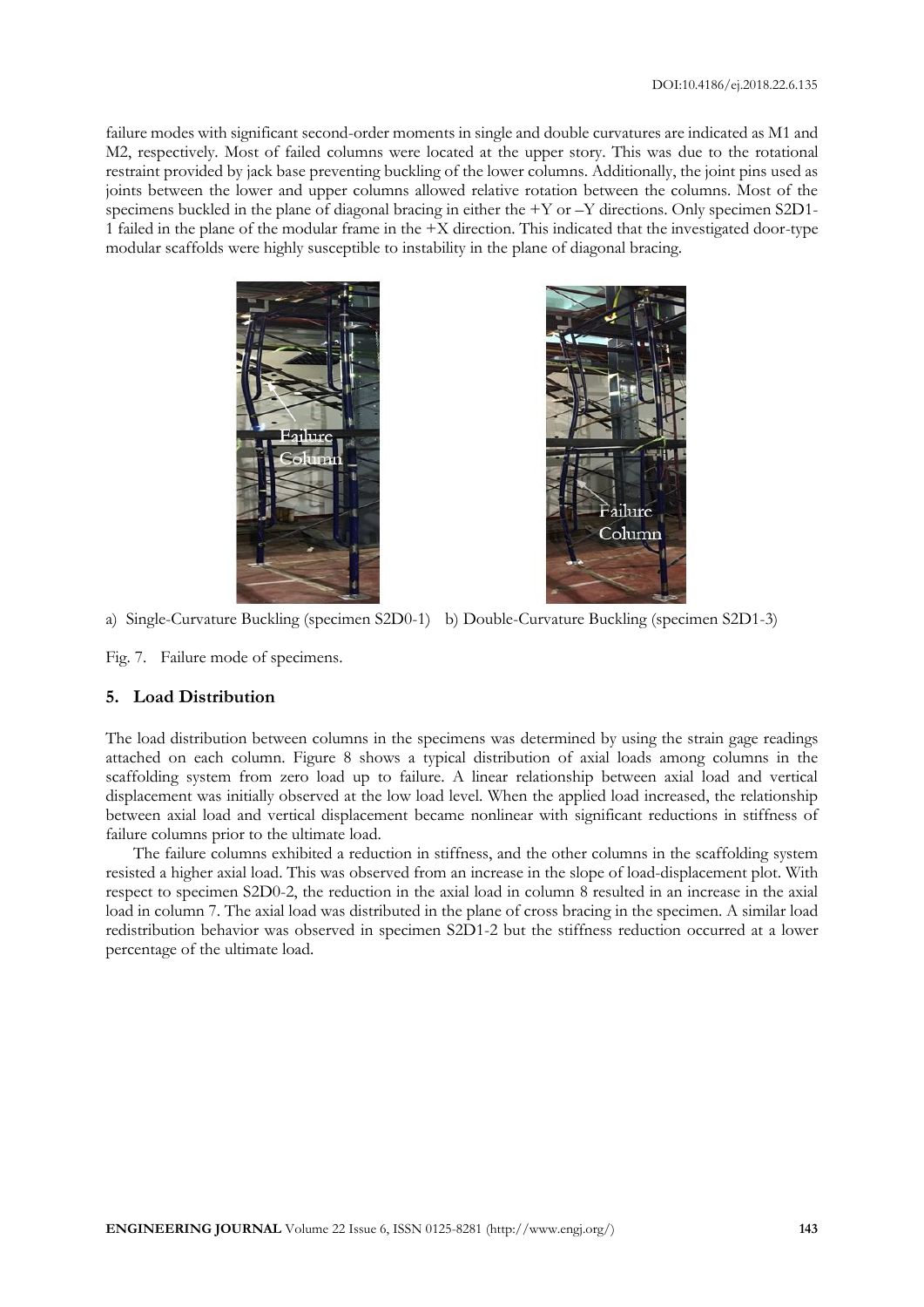failure modes with significant second-order moments in single and double curvatures are indicated as M1 and M2, respectively. Most of failed columns were located at the upper story. This was due to the rotational restraint provided by jack base preventing buckling of the lower columns. Additionally, the joint pins used as joints between the lower and upper columns allowed relative rotation between the columns. Most of the specimens buckled in the plane of diagonal bracing in either the +Y or –Y directions. Only specimen S2D1-1 failed in the plane of the modular frame in the +X direction. This indicated that the investigated door-type modular scaffolds were highly susceptible to instability in the plane of diagonal bracing.

a) Single-Curvature Buckling (specimen S2D0-1) b) Double-Curvature Buckling (specimen S2D1-3)

Fig. 7. Failure mode of specimens.

## 5. Load Distribution

The load distribution between columns in the specimens was determined by using the strain gage readings attached on each column. Figure 8 shows a typical distribution of axial loads among columns in the scaffolding system from zero load up to failure. A linear relationship between axial load and vertical displacement was initially observed at the low load level. When the applied load increased, the relationship between axial load and vertical displacement became nonlinear with significant reductions in stiffness of failure columns prior to the ultimate load.

The failure columns exhibited a reduction in stiffness, and the other columns in the scaffolding system resisted a higher axial load. This was observed from an increase in the slope of load-displacement plot. With respect to specimen S2D0-2, the reduction in the axial load in column 8 resulted in an increase in the axial load in column 7. The axial load was distributed in the plane of cross bracing in the specimen. A similar load redistribution behavior was observed in specimen S2D1-2 but the stiffness reduction occurred at a lower percentage of the ultimate load.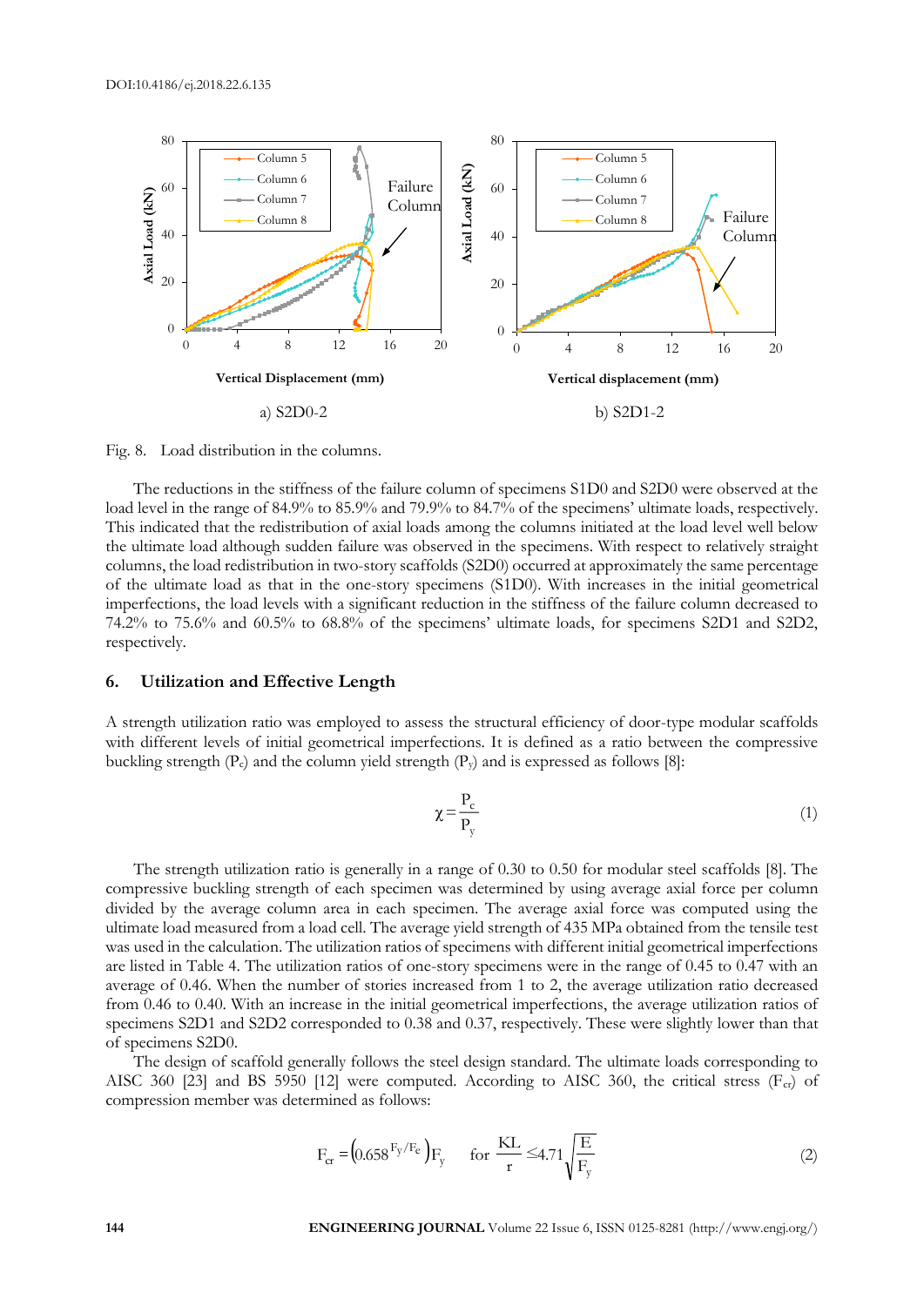Fig. 8. Load distribution in the columns.

The reductions in the stiffness of the failure column of specimens S1D0 and S2D0 were observed at the load level in the range of 84.9% to 85.9% and 79.9% to 84.7% of the specimens' ultimate loads, respectively. This indicated that the redistribution of axial loads among the columns initiated at the load level well below the ultimate load although sudden failure was observed in the specimens. With respect to relatively straight columns, the load redistribution in two-story scaffolds (S2D0) occurred at approximately the same percentage of the ultimate load as that in the one-story specimens (S1D0). With increases in the initial geometrical imperfections, the load levels with a significant reduction in the stiffness of the failure column decreased to 74.2% to 75.6% and 60.5% to 68.8% of the specimens' ultimate loads, for specimens S2D1 and S2D2, respectively.

## 6. Utilization and Effective Length

A strength utilization ratio was employed to assess the structural efficiency of door-type modular scaffolds with different levels of initial geometrical imperfections. It is defined as a ratio between the compressive buckling strength ($P_c$) and the column yield strength ($P_y$) and is expressed as follows [8]:

$$\chi = \frac{P_c}{P_y} \tag{1}$$

The strength utilization ratio is generally in a range of 0.30 to 0.50 for modular steel scaffolds [8]. The compressive buckling strength of each specimen was determined by using average axial force per column divided by the average column area in each specimen. The average axial force was computed using the ultimate load measured from a load cell. The average yield strength of 435 MPa obtained from the tensile test was used in the calculation. The utilization ratios of specimens with different initial geometrical imperfections are listed in Table 4. The utilization ratios of one-story specimens were in the range of 0.45 to 0.47 with an average of 0.46. When the number of stories increased from 1 to 2, the average utilization ratio decreased from 0.46 to 0.40. With an increase in the initial geometrical imperfections, the average utilization ratios of specimens S2D1 and S2D2 corresponded to 0.38 and 0.37, respectively. These were slightly lower than that of specimens S2D0.

The design of scaffold generally follows the steel design standard. The ultimate loads corresponding to AISC 360 [23] and BS 5950 [12] were computed. According to AISC 360, the critical stress ($F_{cr}$) of compression member was determined as follows:

$$F_{cr} = \left(0.658^{F_y/F_e}\right)F_y \quad \text{for} \quad \frac{KL}{r} \leq 4.71\sqrt{\frac{E}{F_y}} \tag{2}$$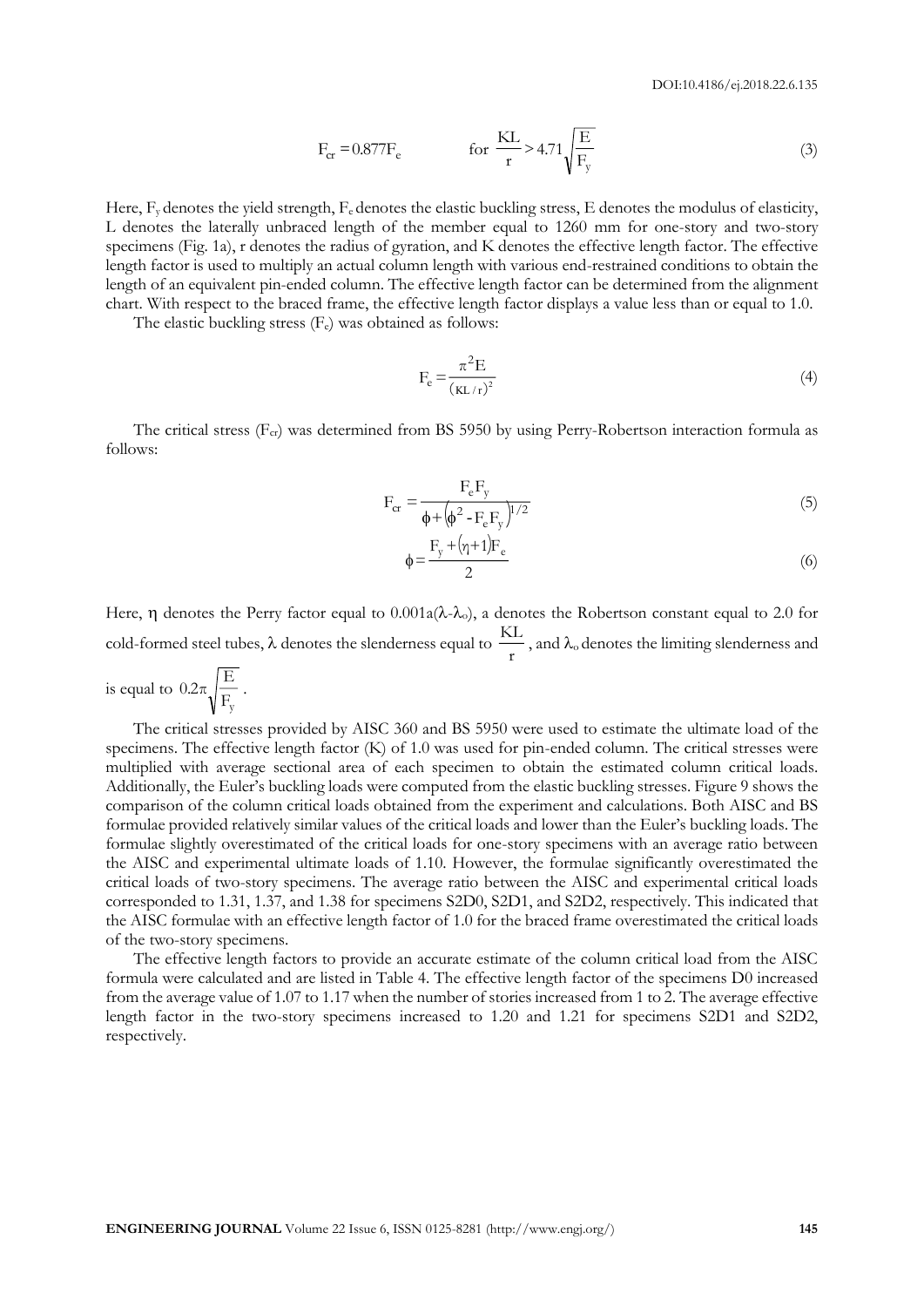$$F_{cr} = 0.877F_e \qquad \text{for } \frac{KL}{r} > 4.71\sqrt{\frac{E}{F_y}} \tag{3}$$

Here, $F_y$ denotes the yield strength, $F_e$ denotes the elastic buckling stress, E denotes the modulus of elasticity, L denotes the laterally unbraced length of the member equal to 1260 mm for one-story and two-story specimens (Fig. 1a), r denotes the radius of gyration, and K denotes the effective length factor. The effective length factor is used to multiply an actual column length with various end-restrained conditions to obtain the length of an equivalent pin-ended column. The effective length factor can be determined from the alignment chart. With respect to the braced frame, the effective length factor displays a value less than or equal to 1.0.

The elastic buckling stress ($F_e$) was obtained as follows:

$$F_e = \frac{\pi^2 E}{(KL/r)^2} \tag{4}$$

The critical stress ($F_{cr}$) was determined from BS 5950 by using Perry-Robertson interaction formula as follows:

$$F_{cr} = \frac{F_e F_y}{\phi + \left(\phi^2 - F_e F_y\right)^{1/2}} \tag{5}$$

$$\phi = \frac{F_y + (\eta + 1)F_e}{2} \tag{6}$$

Here, $\eta$ denotes the Perry factor equal to $0.001a(\lambda - \lambda_o)$, a denotes the Robertson constant equal to 2.0 for cold-formed steel tubes, $\lambda$ denotes the slenderness equal to $\frac{KL}{r}$, and $\lambda_o$ denotes the limiting slenderness and is equal to $0.2\pi\sqrt{\frac{E}{F_y}}$.

The critical stresses provided by AISC 360 and BS 5950 were used to estimate the ultimate load of the specimens. The effective length factor (K) of 1.0 was used for pin-ended column. The critical stresses were multiplied with average sectional area of each specimen to obtain the estimated column critical loads. Additionally, the Euler's buckling loads were computed from the elastic buckling stresses. Figure 9 shows the comparison of the column critical loads obtained from the experiment and calculations. Both AISC and BS formulae provided relatively similar values of the critical loads and lower than the Euler's buckling loads. The formulae slightly overestimated of the critical loads for one-story specimens with an average ratio between the AISC and experimental ultimate loads of 1.10. However, the formulae significantly overestimated the critical loads of two-story specimens. The average ratio between the AISC and experimental critical loads corresponded to 1.31, 1.37, and 1.38 for specimens S2D0, S2D1, and S2D2, respectively. This indicated that the AISC formulae with an effective length factor of 1.0 for the braced frame overestimated the critical loads of the two-story specimens.

The effective length factors to provide an accurate estimate of the column critical load from the AISC formula were calculated and are listed in Table 4. The effective length factor of the specimens D0 increased from the average value of 1.07 to 1.17 when the number of stories increased from 1 to 2. The average effective length factor in the two-story specimens increased to 1.20 and 1.21 for specimens S2D1 and S2D2, respectively.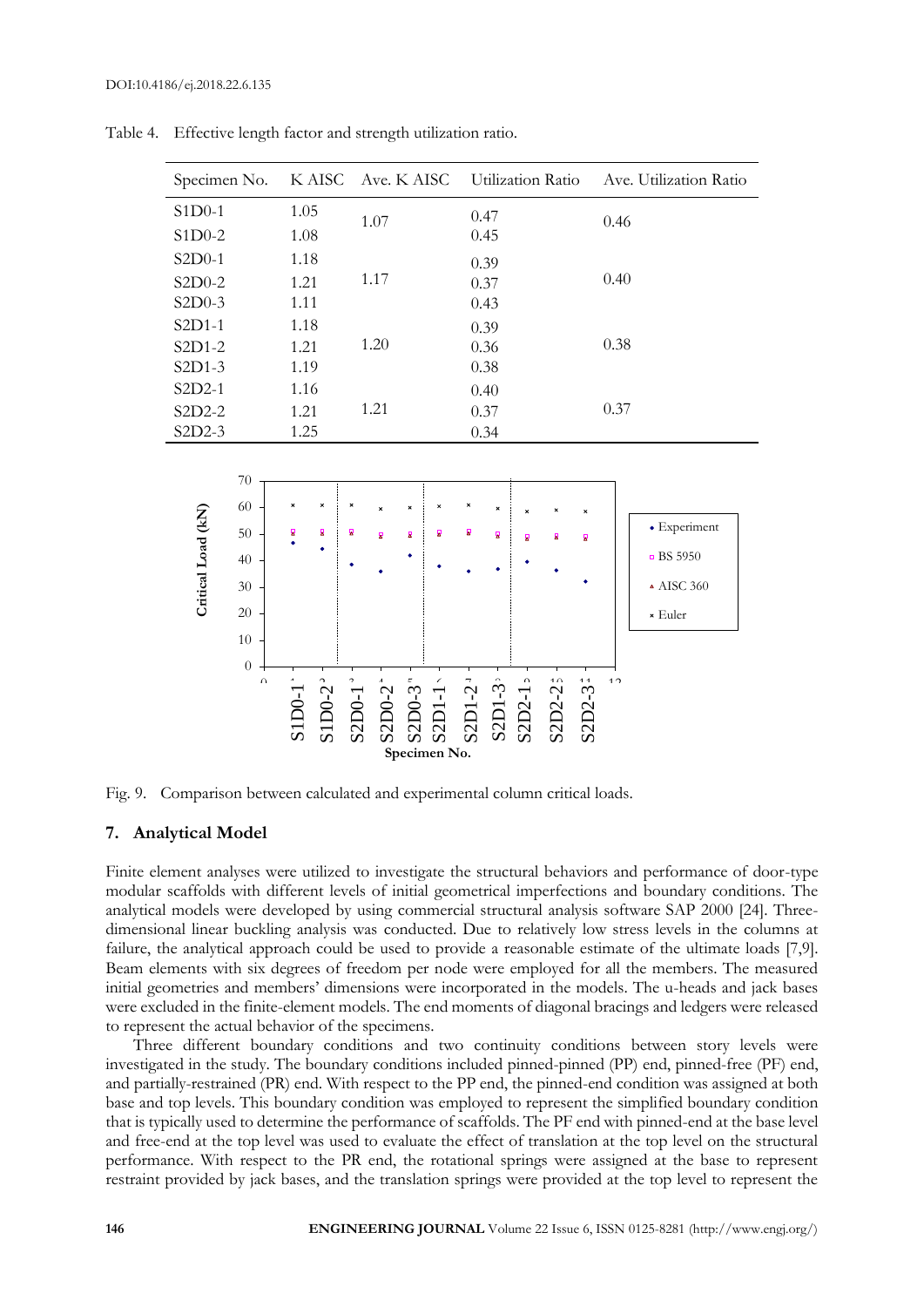Table 4. Effective length factor and strength utilization ratio.

| Specimen No. | K AISC | Ave. K AISC | Utilization Ratio | Ave. Utilization Ratio |
|---|---|---|---|---|
| S1D0-1 | 1.05 | 1.07 | 0.47 | 0.46 |
| S1D0-2 | 1.08 | | 0.45 | |
| S2D0-1 | 1.18 | | 0.39 | |
| S2D0-2 | 1.21 | 1.17 | 0.37 | 0.40 |
| S2D0-3 | 1.11 | | 0.43 | |
| S2D1-1 | 1.18 | | 0.39 | |
| S2D1-2 | 1.21 | 1.20 | 0.36 | 0.38 |
| S2D1-3 | 1.19 | | 0.38 | |
| S2D2-1 | 1.16 | | 0.40 | |
| S2D2-2 | 1.21 | 1.21 | 0.37 | 0.37 |
| S2D2-3 | 1.25 | | 0.34 | |

Fig. 9. Comparison between calculated and experimental column critical loads.

## 7. Analytical Model

Finite element analyses were utilized to investigate the structural behaviors and performance of door-type modular scaffolds with different levels of initial geometrical imperfections and boundary conditions. The analytical models were developed by using commercial structural analysis software SAP 2000 [24]. Three-dimensional linear buckling analysis was conducted. Due to relatively low stress levels in the columns at failure, the analytical approach could be used to provide a reasonable estimate of the ultimate loads [7,9]. Beam elements with six degrees of freedom per node were employed for all the members. The measured initial geometries and members' dimensions were incorporated in the models. The u-heads and jack bases were excluded in the finite-element models. The end moments of diagonal bracings and ledgers were released to represent the actual behavior of the specimens.

Three different boundary conditions and two continuity conditions between story levels were investigated in the study. The boundary conditions included pinned-pinned (PP) end, pinned-free (PF) end, and partially-restrained (PR) end. With respect to the PP end, the pinned-end condition was assigned at both base and top levels. This boundary condition was employed to represent the simplified boundary condition that is typically used to determine the performance of scaffolds. The PF end with pinned-end at the base level and free-end at the top level was used to evaluate the effect of translation at the top level on the structural performance. With respect to the PR end, the rotational springs were assigned at the base to represent restraint provided by jack bases, and the translation springs were provided at the top level to represent the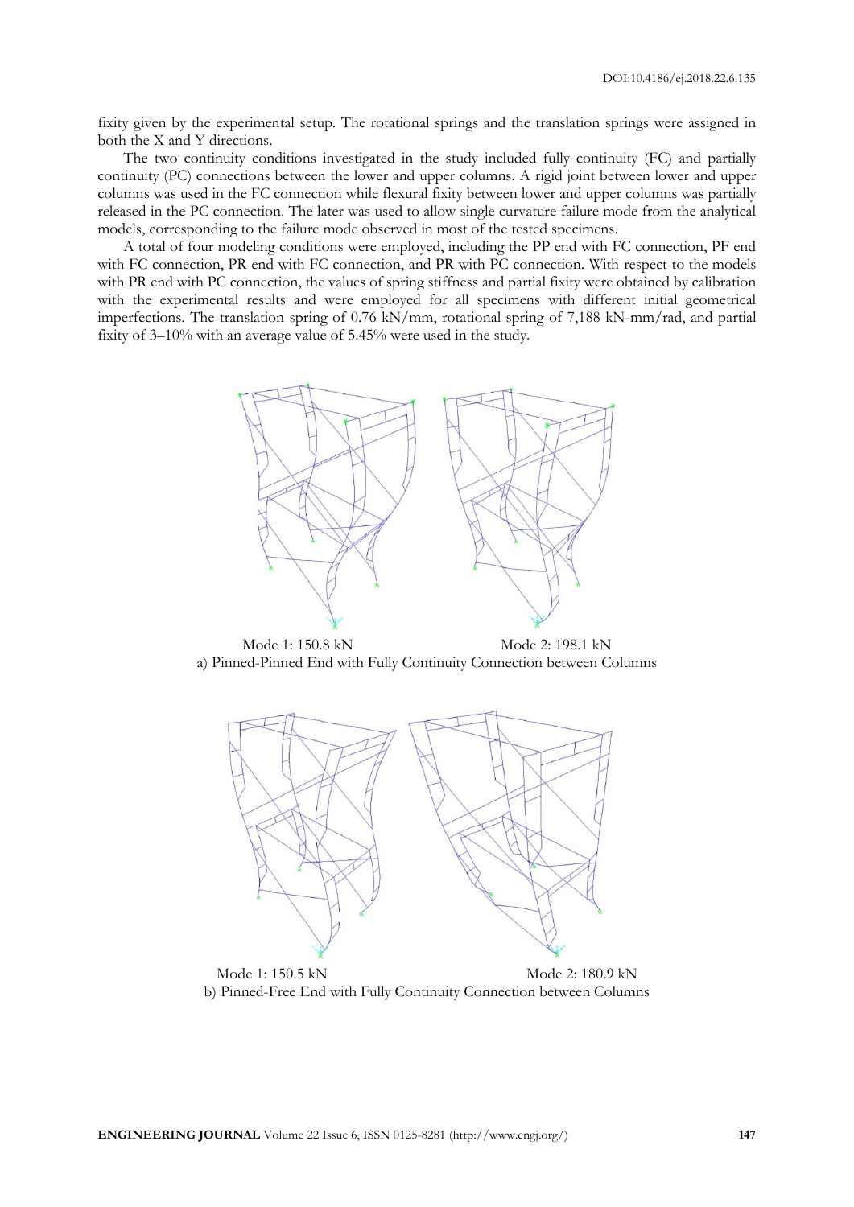fixity given by the experimental setup. The rotational springs and the translation springs were assigned in both the X and Y directions.

The two continuity conditions investigated in the study included fully continuity (FC) and partially continuity (PC) connections between the lower and upper columns. A rigid joint between lower and upper columns was used in the FC connection while flexural fixity between lower and upper columns was partially released in the PC connection. The later was used to allow single curvature failure mode from the analytical models, corresponding to the failure mode observed in most of the tested specimens.

A total of four modeling conditions were employed, including the PP end with FC connection, PF end with FC connection, PR end with FC connection, and PR with PC connection. With respect to the models with PR end with PC connection, the values of spring stiffness and partial fixity were obtained by calibration with the experimental results and were employed for all specimens with different initial geometrical imperfections. The translation spring of 0.76 kN/mm, rotational spring of 7,188 kN-mm/rad, and partial fixity of 3–10% with an average value of 5.45% were used in the study.

Mode 1: 150.8 kN Mode 2: 198.1 kN

a) Pinned-Pinned End with Fully Continuity Connection between Columns

Mode 1: 150.5 kN Mode 2: 180.9 kN

b) Pinned-Free End with Fully Continuity Connection between Columns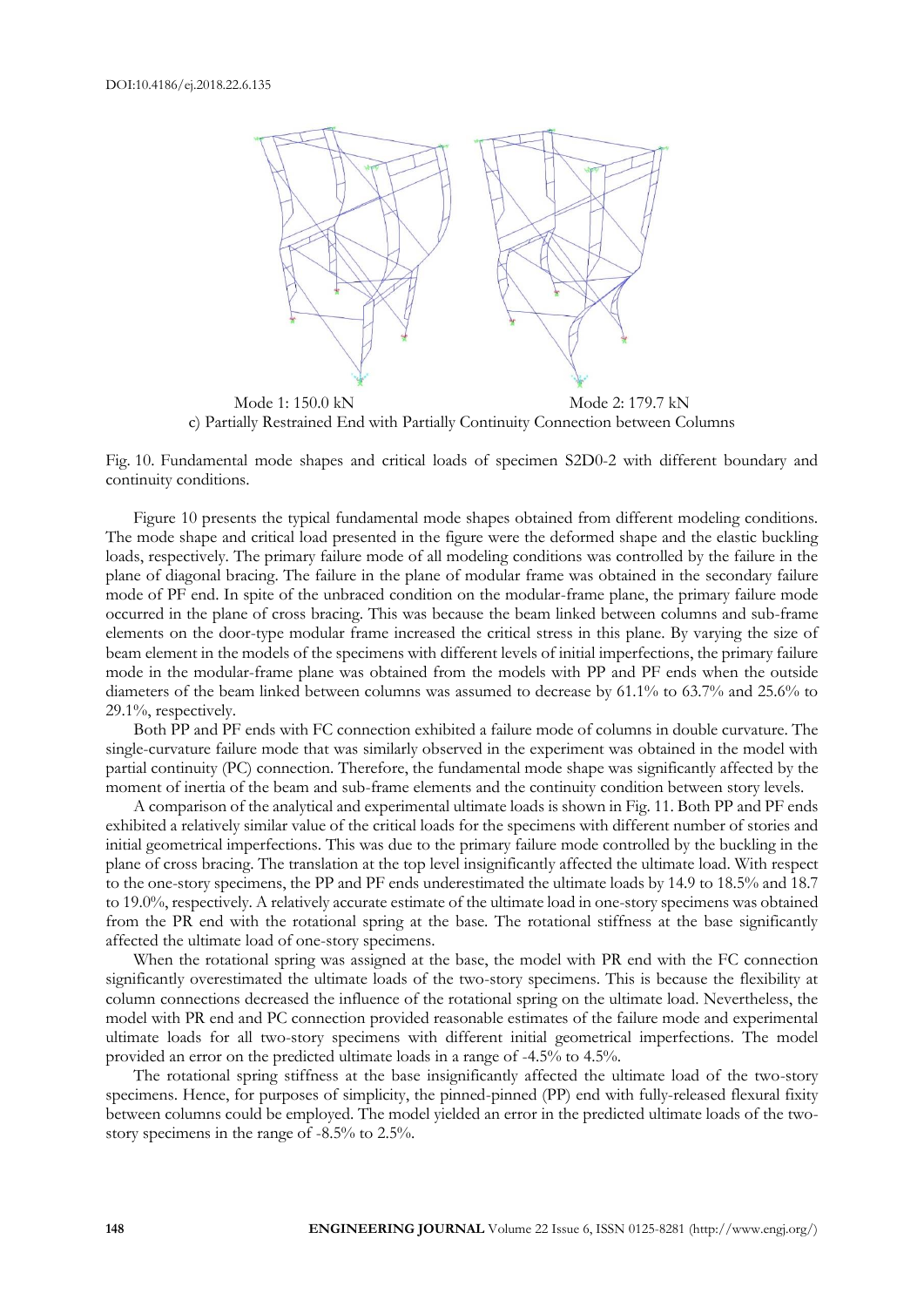Mode 1: 150.0 kN

Mode 2: 179.7 kN

c) Partially Restrained End with Partially Continuity Connection between Columns

Fig. 10. Fundamental mode shapes and critical loads of specimen S2D0-2 with different boundary and continuity conditions.

Figure 10 presents the typical fundamental mode shapes obtained from different modeling conditions. The mode shape and critical load presented in the figure were the deformed shape and the elastic buckling loads, respectively. The primary failure mode of all modeling conditions was controlled by the failure in the plane of diagonal bracing. The failure in the plane of modular frame was obtained in the secondary failure mode of PF end. In spite of the unbraced condition on the modular-frame plane, the primary failure mode occurred in the plane of cross bracing. This was because the beam linked between columns and sub-frame elements on the door-type modular frame increased the critical stress in this plane. By varying the size of beam element in the models of the specimens with different levels of initial imperfections, the primary failure mode in the modular-frame plane was obtained from the models with PP and PF ends when the outside diameters of the beam linked between columns was assumed to decrease by 61.1% to 63.7% and 25.6% to 29.1%, respectively.

Both PP and PF ends with FC connection exhibited a failure mode of columns in double curvature. The single-curvature failure mode that was similarly observed in the experiment was obtained in the model with partial continuity (PC) connection. Therefore, the fundamental mode shape was significantly affected by the moment of inertia of the beam and sub-frame elements and the continuity condition between story levels.

A comparison of the analytical and experimental ultimate loads is shown in Fig. 11. Both PP and PF ends exhibited a relatively similar value of the critical loads for the specimens with different number of stories and initial geometrical imperfections. This was due to the primary failure mode controlled by the buckling in the plane of cross bracing. The translation at the top level insignificantly affected the ultimate load. With respect to the one-story specimens, the PP and PF ends underestimated the ultimate loads by 14.9 to 18.5% and 18.7 to 19.0%, respectively. A relatively accurate estimate of the ultimate load in one-story specimens was obtained from the PR end with the rotational spring at the base. The rotational stiffness at the base significantly affected the ultimate load of one-story specimens.

When the rotational spring was assigned at the base, the model with PR end with the FC connection significantly overestimated the ultimate loads of the two-story specimens. This is because the flexibility at column connections decreased the influence of the rotational spring on the ultimate load. Nevertheless, the model with PR end and PC connection provided reasonable estimates of the failure mode and experimental ultimate loads for all two-story specimens with different initial geometrical imperfections. The model provided an error on the predicted ultimate loads in a range of -4.5% to 4.5%.

The rotational spring stiffness at the base insignificantly affected the ultimate load of the two-story specimens. Hence, for purposes of simplicity, the pinned-pinned (PP) end with fully-released flexural fixity between columns could be employed. The model yielded an error in the predicted ultimate loads of the two-story specimens in the range of -8.5% to 2.5%.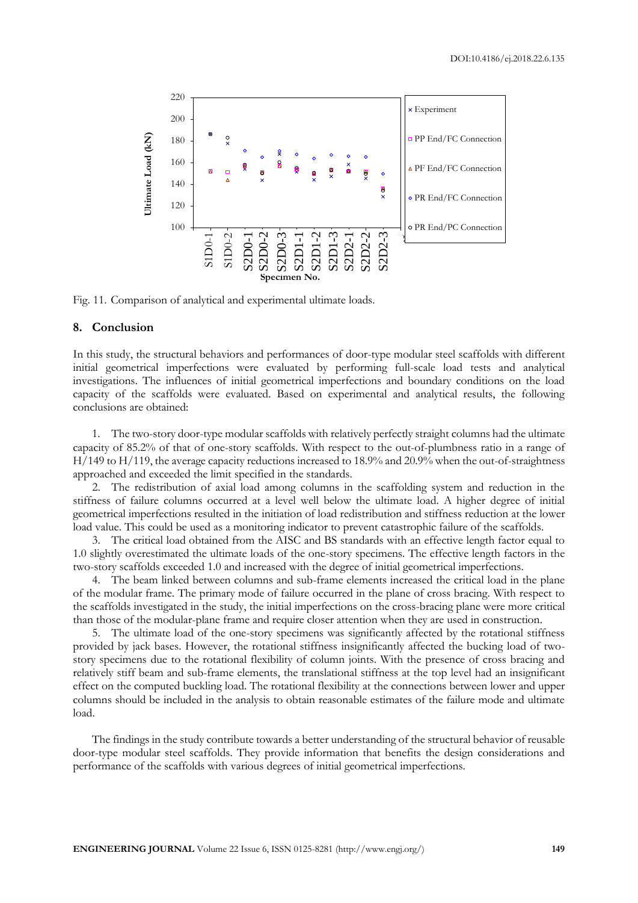Fig. 11. Comparison of analytical and experimental ultimate loads.

## 8. Conclusion

In this study, the structural behaviors and performances of door-type modular steel scaffolds with different initial geometrical imperfections were evaluated by performing full-scale load tests and analytical investigations. The influences of initial geometrical imperfections and boundary conditions on the load capacity of the scaffolds were evaluated. Based on experimental and analytical results, the following conclusions are obtained:

1. The two-story door-type modular scaffolds with relatively perfectly straight columns had the ultimate capacity of 85.2% of that of one-story scaffolds. With respect to the out-of-plumbness ratio in a range of H/149 to H/119, the average capacity reductions increased to 18.9% and 20.9% when the out-of-straightness approached and exceeded the limit specified in the standards.
2. The redistribution of axial load among columns in the scaffolding system and reduction in the stiffness of failure columns occurred at a level well below the ultimate load. A higher degree of initial geometrical imperfections resulted in the initiation of load redistribution and stiffness reduction at the lower load value. This could be used as a monitoring indicator to prevent catastrophic failure of the scaffolds.
3. The critical load obtained from the AISC and BS standards with an effective length factor equal to 1.0 slightly overestimated the ultimate loads of the one-story specimens. The effective length factors in the two-story scaffolds exceeded 1.0 and increased with the degree of initial geometrical imperfections.
4. The beam linked between columns and sub-frame elements increased the critical load in the plane of the modular frame. The primary mode of failure occurred in the plane of cross bracing. With respect to the scaffolds investigated in the study, the initial imperfections on the cross-bracing plane were more critical than those of the modular-plane frame and require closer attention when they are used in construction.
5. The ultimate load of the one-story specimens was significantly affected by the rotational stiffness provided by jack bases. However, the rotational stiffness insignificantly affected the bucking load of two-story specimens due to the rotational flexibility of column joints. With the presence of cross bracing and relatively stiff beam and sub-frame elements, the translational stiffness at the top level had an insignificant effect on the computed buckling load. The rotational flexibility at the connections between lower and upper columns should be included in the analysis to obtain reasonable estimates of the failure mode and ultimate load.

The findings in the study contribute towards a better understanding of the structural behavior of reusable door-type modular steel scaffolds. They provide information that benefits the design considerations and performance of the scaffolds with various degrees of initial geometrical imperfections.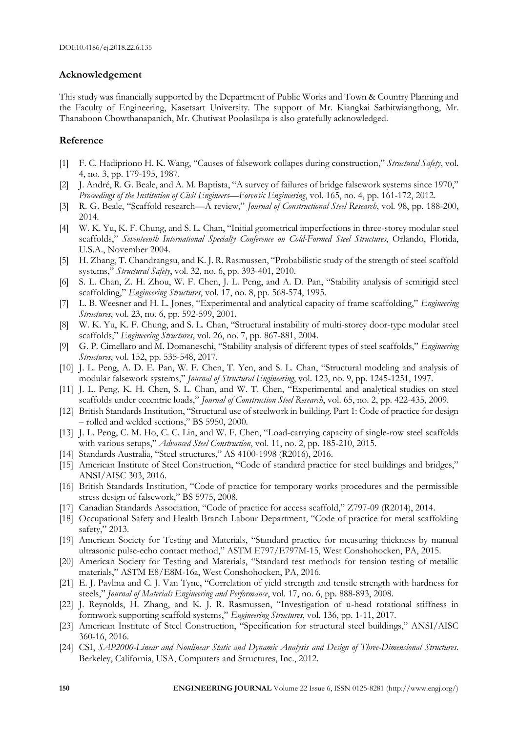## Acknowledgement

This study was financially supported by the Department of Public Works and Town & Country Planning and the Faculty of Engineering, Kasetsart University. The support of Mr. Kiangkai Sathitwiangthong, Mr. Thanaboon Chowthanapanich, Mr. Chutiwat Poolasilapa is also gratefully acknowledged.

## Reference

[1] F. C. Hadipriono H. K. Wang, "Causes of falsework collapes during construction," *Structural Safety*, vol. 4, no. 3, pp. 179-195, 1987.

[2] J. André, R. G. Beale, and A. M. Baptista, "A survey of failures of bridge falsework systems since 1970," *Proceedings of the Institution of Civil Engineers—Forensic Engineering*, vol. 165, no. 4, pp. 161-172, 2012.

[3] R. G. Beale, "Scaffold research—A review," *Journal of Constructional Steel Research*, vol. 98, pp. 188-200, 2014.

[4] W. K. Yu, K. F. Chung, and S. L. Chan, "Initial geometrical imperfections in three-storey modular steel scaffolds," *Seventeenth International Specialty Conference on Cold-Formed Steel Structures*, Orlando, Florida, U.S.A., November 2004.

[5] H. Zhang, T. Chandrangsu, and K. J. R. Rasmussen, "Probabilistic study of the strength of steel scaffold systems," *Structural Safety*, vol. 32, no. 6, pp. 393-401, 2010.

[6] S. L. Chan, Z. H. Zhou, W. F. Chen, J. L. Peng, and A. D. Pan, "Stability analysis of semirigid steel scaffolding," *Engineering Structures*, vol. 17, no. 8, pp. 568-574, 1995.

[7] L. B. Weesner and H. L. Jones, "Experimental and analytical capacity of frame scaffolding," *Engineering Structures*, vol. 23, no. 6, pp. 592-599, 2001.

[8] W. K. Yu, K. F. Chung, and S. L. Chan, "Structural instability of multi-storey door-type modular steel scaffolds," *Engineering Structures*, vol. 26, no. 7, pp. 867-881, 2004.

[9] G. P. Cimellaro and M. Domaneschi, "Stability analysis of different types of steel scaffolds," *Engineering Structures*, vol. 152, pp. 535-548, 2017.

[10] J. L. Peng, A. D. E. Pan, W. F. Chen, T. Yen, and S. L. Chan, "Structural modeling and analysis of modular falsework systems," *Journal of Structural Engineering*, vol. 123, no. 9, pp. 1245-1251, 1997.

[11] J. L. Peng, K. H. Chen, S. L. Chan, and W. T. Chen, "Experimental and analytical studies on steel scaffolds under eccentric loads," *Journal of Construction Steel Research*, vol. 65, no. 2, pp. 422-435, 2009.

[12] British Standards Institution, "Structural use of steelwork in building. Part 1: Code of practice for design – rolled and welded sections," BS 5950, 2000.

[13] J. L. Peng, C. M. Ho, C. C. Lin, and W. F. Chen, "Load-carrying capacity of single-row steel scaffolds with various setups," *Advanced Steel Construction*, vol. 11, no. 2, pp. 185-210, 2015.

[14] Standards Australia, "Steel structures," AS 4100-1998 (R2016), 2016.

[15] American Institute of Steel Construction, "Code of standard practice for steel buildings and bridges," ANSI/AISC 303, 2016.

[16] British Standards Institution, "Code of practice for temporary works procedures and the permissible stress design of falsework," BS 5975, 2008.

[17] Canadian Standards Association, "Code of practice for access scaffold," Z797-09 (R2014), 2014.

[18] Occupational Safety and Health Branch Labour Department, "Code of practice for metal scaffolding safety," 2013.

[19] American Society for Testing and Materials, "Standard practice for measuring thickness by manual ultrasonic pulse-echo contact method," ASTM E797/E797M-15, West Conshohocken, PA, 2015.

[20] American Society for Testing and Materials, "Standard test methods for tension testing of metallic materials," ASTM E8/E8M-16a, West Conshohocken, PA, 2016.

[21] E. J. Pavlina and C. J. Van Tyne, "Correlation of yield strength and tensile strength with hardness for steels," *Journal of Materials Engineering and Performance*, vol. 17, no. 6, pp. 888-893, 2008.

[22] J. Reynolds, H. Zhang, and K. J. R. Rasmussen, "Investigation of u-head rotational stiffness in formwork supporting scaffold systems," *Engineering Structures*, vol. 136, pp. 1-11, 2017.

[23] American Institute of Steel Construction, "Specification for structural steel buildings," ANSI/AISC 360-16, 2016.

[24] CSI, *SAP2000-Linear and Nonlinear Static and Dynamic Analysis and Design of Three-Dimensional Structures*. Berkeley, California, USA, Computers and Structures, Inc., 2012.